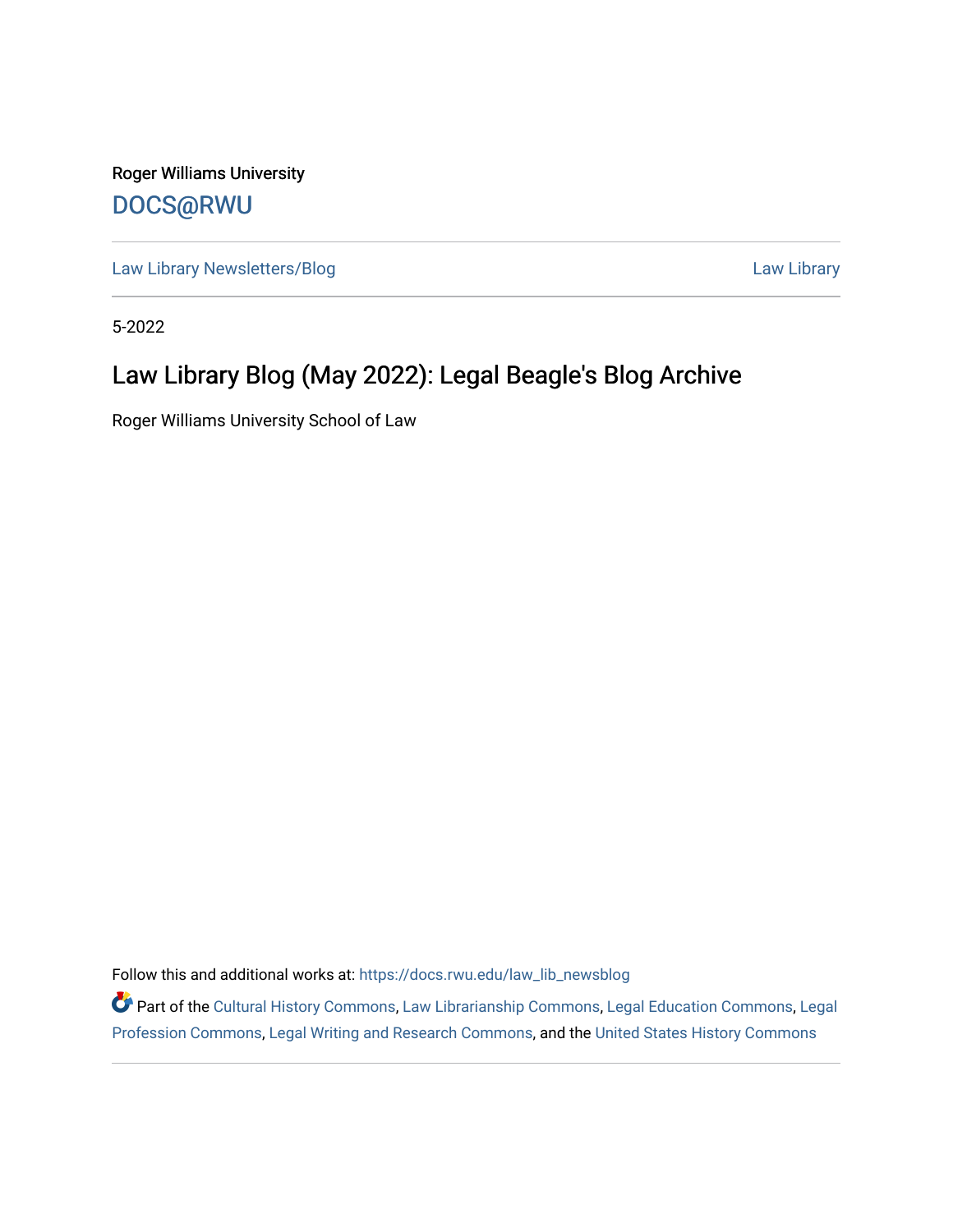Roger Williams University

DOCS@RWU

Law Library Newsletters/Blog

Law Library

5-2022

# Law Library Blog (May 2022): Legal Beagle's Blog Archive

Roger Williams University School of Law

Follow this and additional works at: https://docs.rwu.edu/law_lib_newsblog

Part of the Cultural History Commons, Law Librarianship Commons, Legal Education Commons, Legal Profession Commons, Legal Writing and Research Commons, and the United States History Commons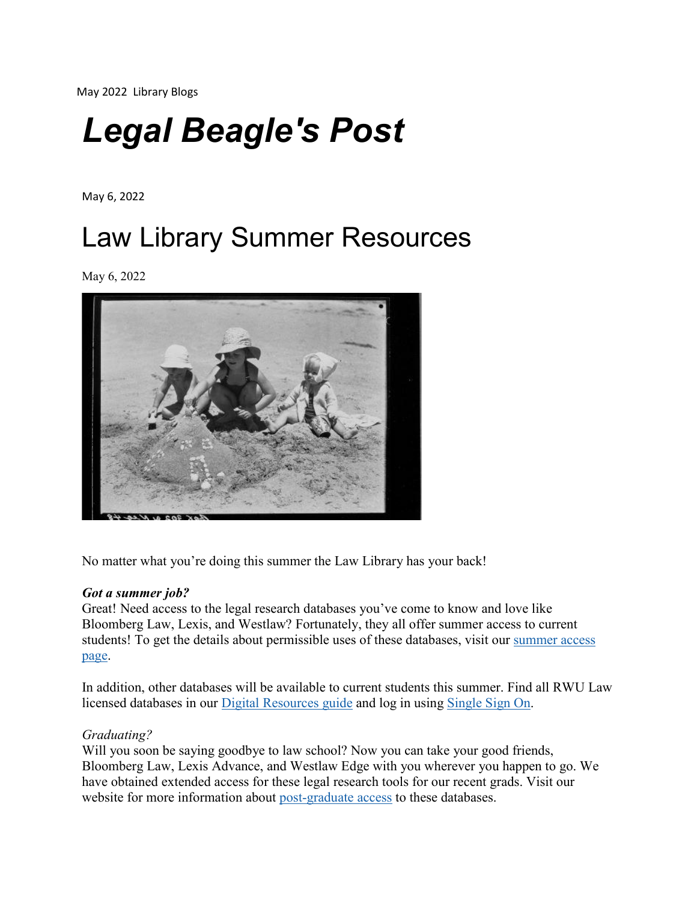May 2022 Library Blogs

# *Legal Beagle's Post*

May 6, 2022

## Law Library Summer Resources

May 6, 2022

No matter what you're doing this summer the Law Library has your back!

***Got a summer job?***
Great! Need access to the legal research databases you've come to know and love like Bloomberg Law, Lexis, and Westlaw? Fortunately, they all offer summer access to current students! To get the details about permissible uses of these databases, visit our summer access page.

In addition, other databases will be available to current students this summer. Find all RWU Law licensed databases in our Digital Resources guide and log in using Single Sign On.

*Graduating?*
Will you soon be saying goodbye to law school? Now you can take your good friends, Bloomberg Law, Lexis Advance, and Westlaw Edge with you wherever you happen to go. We have obtained extended access for these legal research tools for our recent grads. Visit our website for more information about post-graduate access to these databases.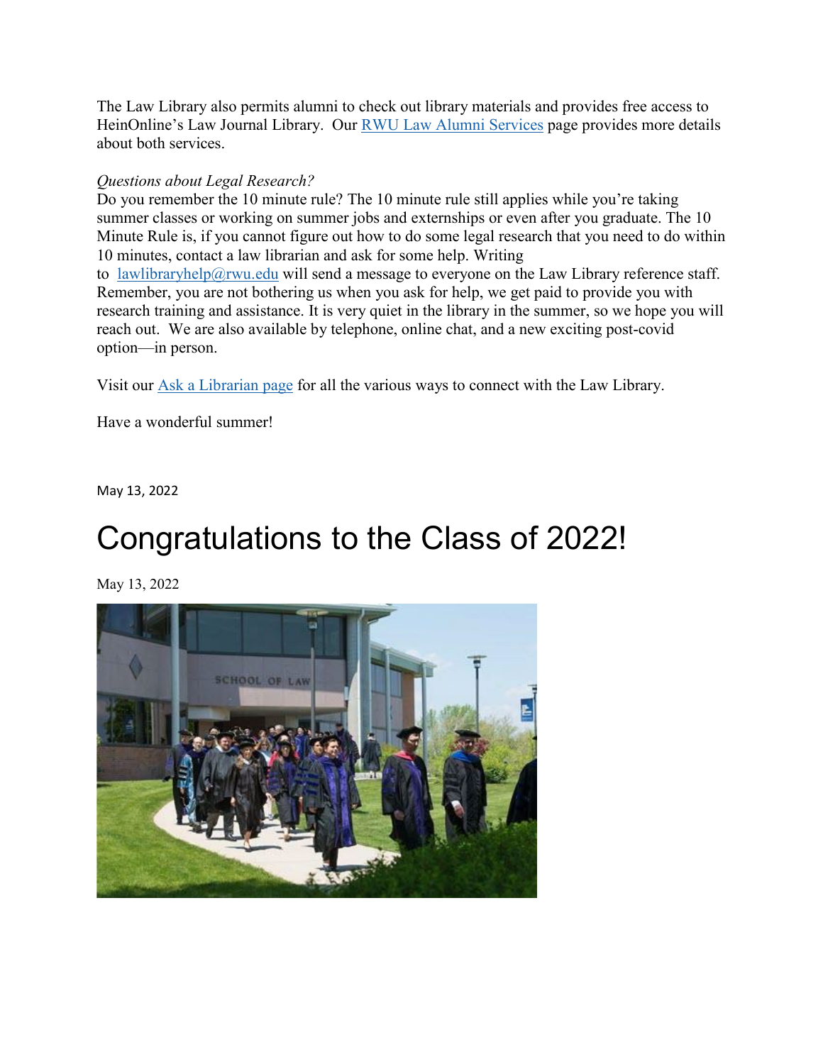The Law Library also permits alumni to check out library materials and provides free access to HeinOnline's Law Journal Library. Our [RWU Law Alumni Services](#) page provides more details about both services.

*Questions about Legal Research?*
Do you remember the 10 minute rule? The 10 minute rule still applies while you're taking summer classes or working on summer jobs and externships or even after you graduate. The 10 Minute Rule is, if you cannot figure out how to do some legal research that you need to do within 10 minutes, contact a law librarian and ask for some help. Writing to [lawlibraryhelp@rwu.edu](mailto:lawlibraryhelp@rwu.edu) will send a message to everyone on the Law Library reference staff. Remember, you are not bothering us when you ask for help, we get paid to provide you with research training and assistance. It is very quiet in the library in the summer, so we hope you will reach out. We are also available by telephone, online chat, and a new exciting post-covid option—in person.

Visit our [Ask a Librarian page](#) for all the various ways to connect with the Law Library.

Have a wonderful summer!

May 13, 2022

# Congratulations to the Class of 2022!

May 13, 2022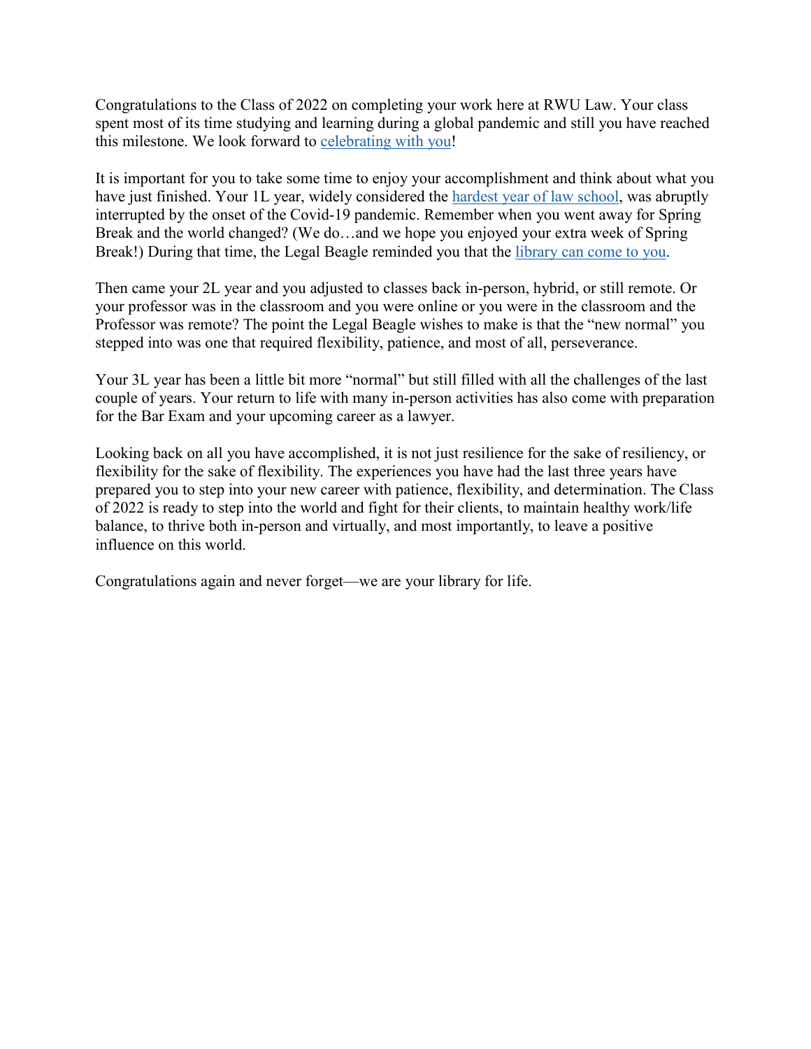Congratulations to the Class of 2022 on completing your work here at RWU Law. Your class spent most of its time studying and learning during a global pandemic and still you have reached this milestone. We look forward to celebrating with you!

It is important for you to take some time to enjoy your accomplishment and think about what you have just finished. Your 1L year, widely considered the hardest year of law school, was abruptly interrupted by the onset of the Covid-19 pandemic. Remember when you went away for Spring Break and the world changed? (We do…and we hope you enjoyed your extra week of Spring Break!) During that time, the Legal Beagle reminded you that the library can come to you.

Then came your 2L year and you adjusted to classes back in-person, hybrid, or still remote. Or your professor was in the classroom and you were online or you were in the classroom and the Professor was remote? The point the Legal Beagle wishes to make is that the "new normal" you stepped into was one that required flexibility, patience, and most of all, perseverance.

Your 3L year has been a little bit more "normal" but still filled with all the challenges of the last couple of years. Your return to life with many in-person activities has also come with preparation for the Bar Exam and your upcoming career as a lawyer.

Looking back on all you have accomplished, it is not just resilience for the sake of resiliency, or flexibility for the sake of flexibility. The experiences you have had the last three years have prepared you to step into your new career with patience, flexibility, and determination. The Class of 2022 is ready to step into the world and fight for their clients, to maintain healthy work/life balance, to thrive both in-person and virtually, and most importantly, to leave a positive influence on this world.

Congratulations again and never forget—we are your library for life.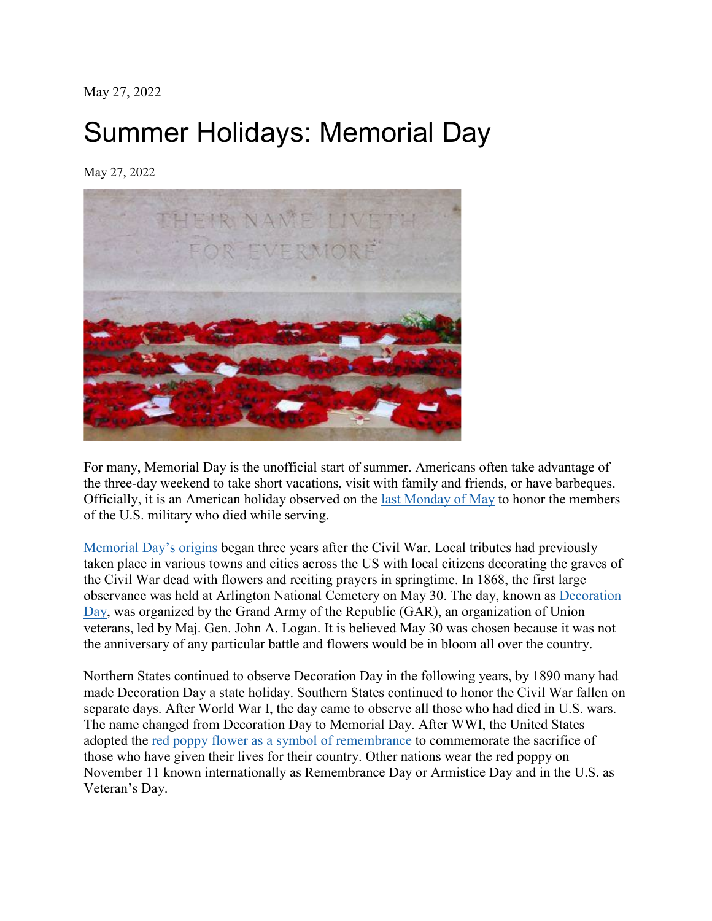May 27, 2022

# Summer Holidays: Memorial Day

May 27, 2022

For many, Memorial Day is the unofficial start of summer. Americans often take advantage of the three-day weekend to take short vacations, visit with family and friends, or have barbeques. Officially, it is an American holiday observed on the last Monday of May to honor the members of the U.S. military who died while serving.

Memorial Day's origins began three years after the Civil War. Local tributes had previously taken place in various towns and cities across the US with local citizens decorating the graves of the Civil War dead with flowers and reciting prayers in springtime. In 1868, the first large observance was held at Arlington National Cemetery on May 30. The day, known as Decoration Day, was organized by the Grand Army of the Republic (GAR), an organization of Union veterans, led by Maj. Gen. John A. Logan. It is believed May 30 was chosen because it was not the anniversary of any particular battle and flowers would be in bloom all over the country.

Northern States continued to observe Decoration Day in the following years, by 1890 many had made Decoration Day a state holiday. Southern States continued to honor the Civil War fallen on separate days. After World War I, the day came to observe all those who had died in U.S. wars. The name changed from Decoration Day to Memorial Day. After WWI, the United States adopted the red poppy flower as a symbol of remembrance to commemorate the sacrifice of those who have given their lives for their country. Other nations wear the red poppy on November 11 known internationally as Remembrance Day or Armistice Day and in the U.S. as Veteran's Day.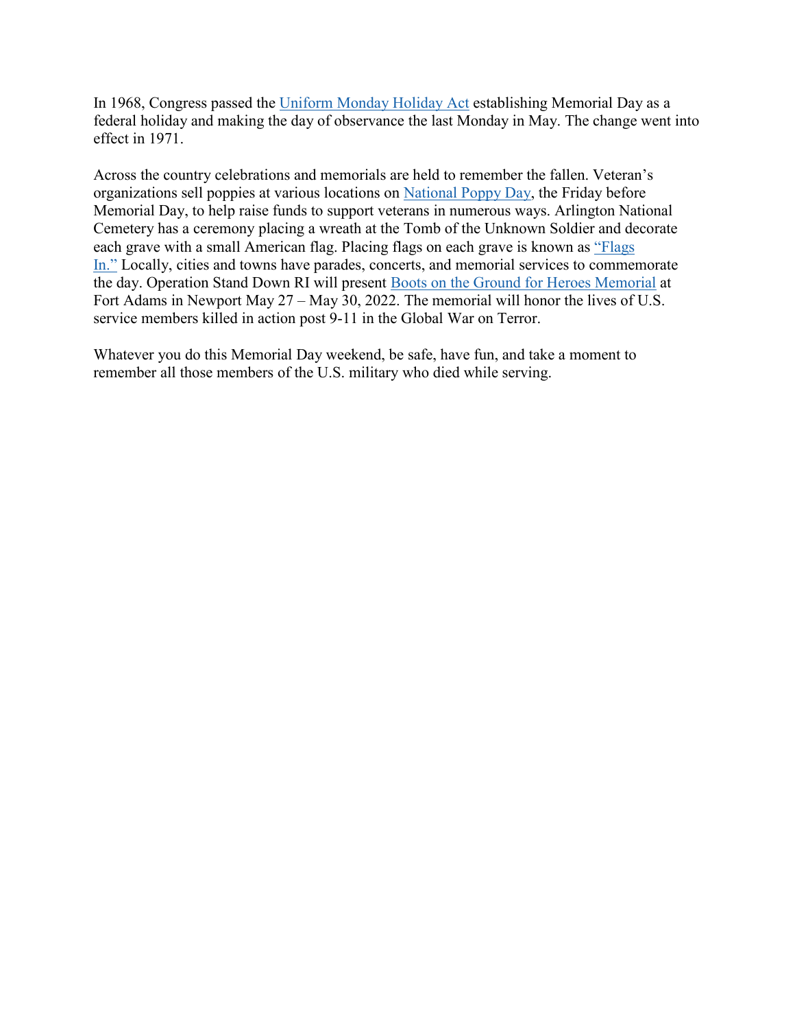In 1968, Congress passed the Uniform Monday Holiday Act establishing Memorial Day as a federal holiday and making the day of observance the last Monday in May. The change went into effect in 1971.

Across the country celebrations and memorials are held to remember the fallen. Veteran's organizations sell poppies at various locations on National Poppy Day, the Friday before Memorial Day, to help raise funds to support veterans in numerous ways. Arlington National Cemetery has a ceremony placing a wreath at the Tomb of the Unknown Soldier and decorate each grave with a small American flag. Placing flags on each grave is known as "Flags In." Locally, cities and towns have parades, concerts, and memorial services to commemorate the day. Operation Stand Down RI will present Boots on the Ground for Heroes Memorial at Fort Adams in Newport May 27 – May 30, 2022. The memorial will honor the lives of U.S. service members killed in action post 9-11 in the Global War on Terror.

Whatever you do this Memorial Day weekend, be safe, have fun, and take a moment to remember all those members of the U.S. military who died while serving.